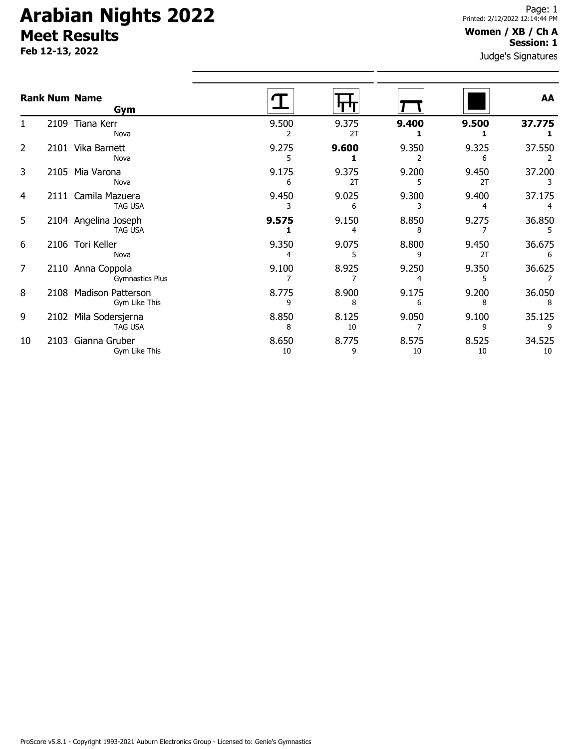# Arabian Nights 2022

## Meet Results

**Feb 12-13, 2022**

Page: 1
Printed: 2/12/2022 12:14:44 PM

**Women / XB / Ch A**
**Session: 1**

Judge's Signatures

| Rank | Num | Name / Gym | Vault | Bars | Beam | Floor | AA |
|---|---|---|---|---|---|---|---|
| 1 | 2109 | Tiana Kerr<br>Nova | 9.500<br>2 | 9.375<br>2T | **9.400**<br>**1** | **9.500**<br>**1** | **37.775**<br>**1** |
| 2 | 2101 | Vika Barnett<br>Nova | 9.275<br>5 | **9.600**<br>**1** | 9.350<br>2 | 9.325<br>6 | 37.550<br>2 |
| 3 | 2105 | Mia Varona<br>Nova | 9.175<br>6 | 9.375<br>2T | 9.200<br>5 | 9.450<br>2T | 37.200<br>3 |
| 4 | 2111 | Camila Mazuera<br>TAG USA | 9.450<br>3 | 9.025<br>6 | 9.300<br>3 | 9.400<br>4 | 37.175<br>4 |
| 5 | 2104 | Angelina Joseph<br>TAG USA | **9.575**<br>**1** | 9.150<br>4 | 8.850<br>8 | 9.275<br>7 | 36.850<br>5 |
| 6 | 2106 | Tori Keller<br>Nova | 9.350<br>4 | 9.075<br>5 | 8.800<br>9 | 9.450<br>2T | 36.675<br>6 |
| 7 | 2110 | Anna Coppola<br>Gymnastics Plus | 9.100<br>7 | 8.925<br>7 | 9.250<br>4 | 9.350<br>5 | 36.625<br>7 |
| 8 | 2108 | Madison Patterson<br>Gym Like This | 8.775<br>9 | 8.900<br>8 | 9.175<br>6 | 9.200<br>8 | 36.050<br>8 |
| 9 | 2102 | Mila Sodersjerna<br>TAG USA | 8.850<br>8 | 8.125<br>10 | 9.050<br>7 | 9.100<br>9 | 35.125<br>9 |
| 10 | 2103 | Gianna Gruber<br>Gym Like This | 8.650<br>10 | 8.775<br>9 | 8.575<br>10 | 8.525<br>10 | 34.525<br>10 |

ProScore v5.8.1 - Copyright 1993-2021 Auburn Electronics Group - Licensed to: Genie's Gymnastics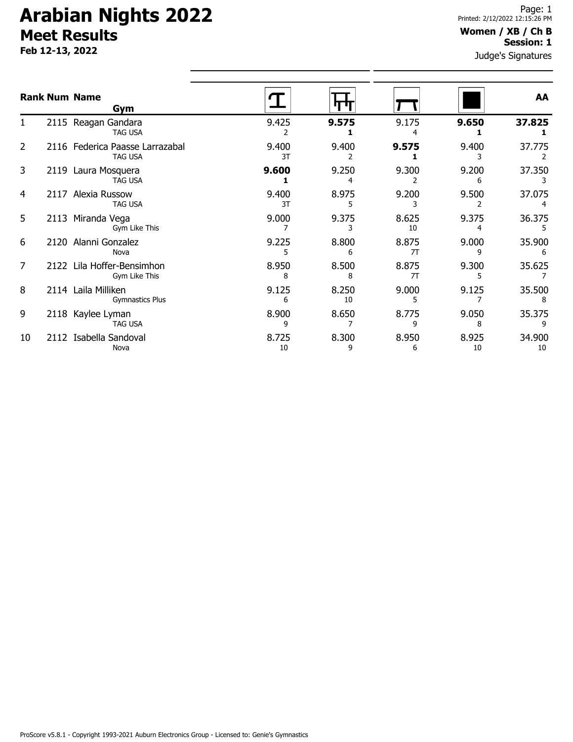# Arabian Nights 2022

## Meet Results

**Feb 12-13, 2022**

Printed: 2/12/2022 12:15:26 PM

**Women / XB / Ch B**
**Session: 1**

Judge's Signatures

| Rank | Num | Name / Gym | Vault | Bars | Beam | Floor | AA |
|---|---|---|---|---|---|---|---|
| 1 | 2115 | Reagan Gandara<br>TAG USA | 9.425<br>2 | **9.575**<br>**1** | 9.175<br>4 | **9.650**<br>**1** | **37.825**<br>**1** |
| 2 | 2116 | Federica Paasse Larrazabal<br>TAG USA | 9.400<br>3T | 9.400<br>2 | **9.575**<br>**1** | 9.400<br>3 | 37.775<br>2 |
| 3 | 2119 | Laura Mosquera<br>TAG USA | **9.600**<br>**1** | 9.250<br>4 | 9.300<br>2 | 9.200<br>6 | 37.350<br>3 |
| 4 | 2117 | Alexia Russow<br>TAG USA | 9.400<br>3T | 8.975<br>5 | 9.200<br>3 | 9.500<br>2 | 37.075<br>4 |
| 5 | 2113 | Miranda Vega<br>Gym Like This | 9.000<br>7 | 9.375<br>3 | 8.625<br>10 | 9.375<br>4 | 36.375<br>5 |
| 6 | 2120 | Alanni Gonzalez<br>Nova | 9.225<br>5 | 8.800<br>6 | 8.875<br>7T | 9.000<br>9 | 35.900<br>6 |
| 7 | 2122 | Lila Hoffer-Bensimhon<br>Gym Like This | 8.950<br>8 | 8.500<br>8 | 8.875<br>7T | 9.300<br>5 | 35.625<br>7 |
| 8 | 2114 | Laila Milliken<br>Gymnastics Plus | 9.125<br>6 | 8.250<br>10 | 9.000<br>5 | 9.125<br>7 | 35.500<br>8 |
| 9 | 2118 | Kaylee Lyman<br>TAG USA | 8.900<br>9 | 8.650<br>7 | 8.775<br>9 | 9.050<br>8 | 35.375<br>9 |
| 10 | 2112 | Isabella Sandoval<br>Nova | 8.725<br>10 | 8.300<br>9 | 8.950<br>6 | 8.925<br>10 | 34.900<br>10 |

ProScore v5.8.1 - Copyright 1993-2021 Auburn Electronics Group - Licensed to: Genie's Gymnastics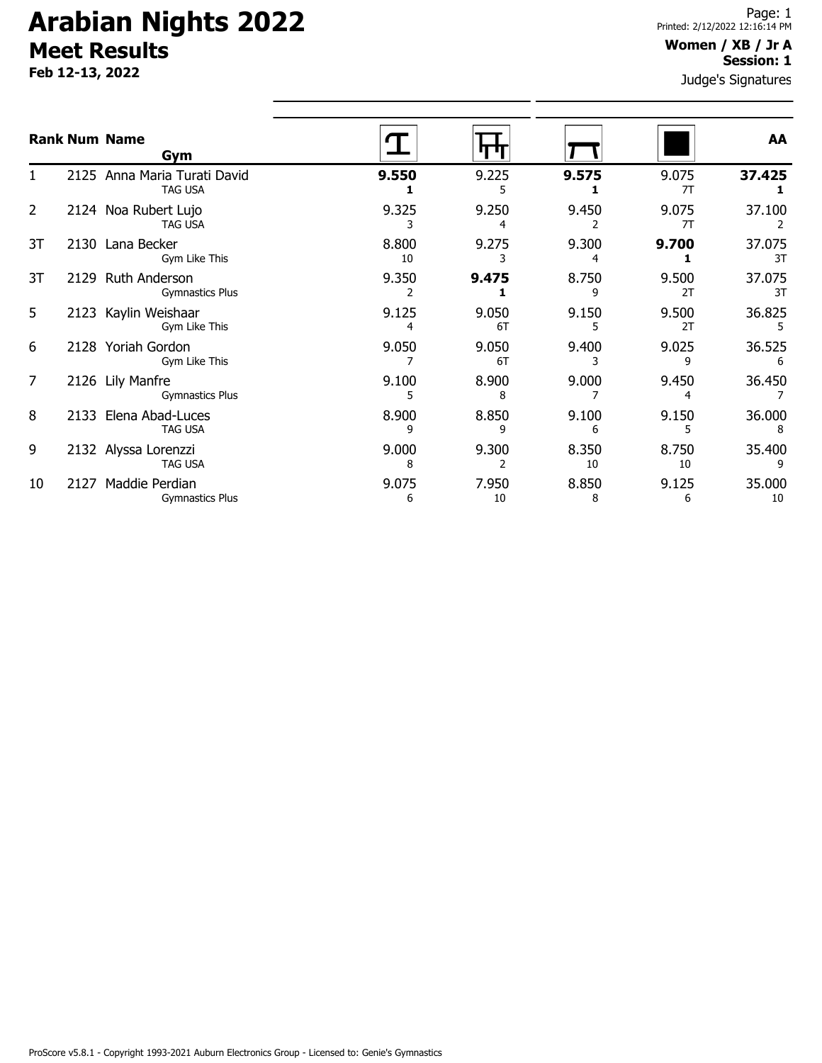# Arabian Nights 2022

## Meet Results

**Feb 12-13, 2022**

**Women / XB / Jr A**
**Session: 1**

Judge's Signatures

| Rank | Num | Name / Gym | Vault | Bars | Beam | Floor | AA |
|---|---|---|---|---|---|---|---|
| 1 | 2125 | Anna Maria Turati David<br>TAG USA | **9.550**<br>**1** | 9.225<br>5 | **9.575**<br>**1** | 9.075<br>7T | **37.425**<br>**1** |
| 2 | 2124 | Noa Rubert Lujo<br>TAG USA | 9.325<br>3 | 9.250<br>4 | 9.450<br>2 | 9.075<br>7T | 37.100<br>2 |
| 3T | 2130 | Lana Becker<br>Gym Like This | 8.800<br>10 | 9.275<br>3 | 9.300<br>4 | **9.700**<br>**1** | 37.075<br>3T |
| 3T | 2129 | Ruth Anderson<br>Gymnastics Plus | 9.350<br>2 | **9.475**<br>**1** | 8.750<br>9 | 9.500<br>2T | 37.075<br>3T |
| 5 | 2123 | Kaylin Weishaar<br>Gym Like This | 9.125<br>4 | 9.050<br>6T | 9.150<br>5 | 9.500<br>2T | 36.825<br>5 |
| 6 | 2128 | Yoriah Gordon<br>Gym Like This | 9.050<br>7 | 9.050<br>6T | 9.400<br>3 | 9.025<br>9 | 36.525<br>6 |
| 7 | 2126 | Lily Manfre<br>Gymnastics Plus | 9.100<br>5 | 8.900<br>8 | 9.000<br>7 | 9.450<br>4 | 36.450<br>7 |
| 8 | 2133 | Elena Abad-Luces<br>TAG USA | 8.900<br>9 | 8.850<br>9 | 9.100<br>6 | 9.150<br>5 | 36.000<br>8 |
| 9 | 2132 | Alyssa Lorenzzi<br>TAG USA | 9.000<br>8 | 9.300<br>2 | 8.350<br>10 | 8.750<br>10 | 35.400<br>9 |
| 10 | 2127 | Maddie Perdian<br>Gymnastics Plus | 9.075<br>6 | 7.950<br>10 | 8.850<br>8 | 9.125<br>6 | 35.000<br>10 |

ProScore v5.8.1 - Copyright 1993-2021 Auburn Electronics Group - Licensed to: Genie's Gymnastics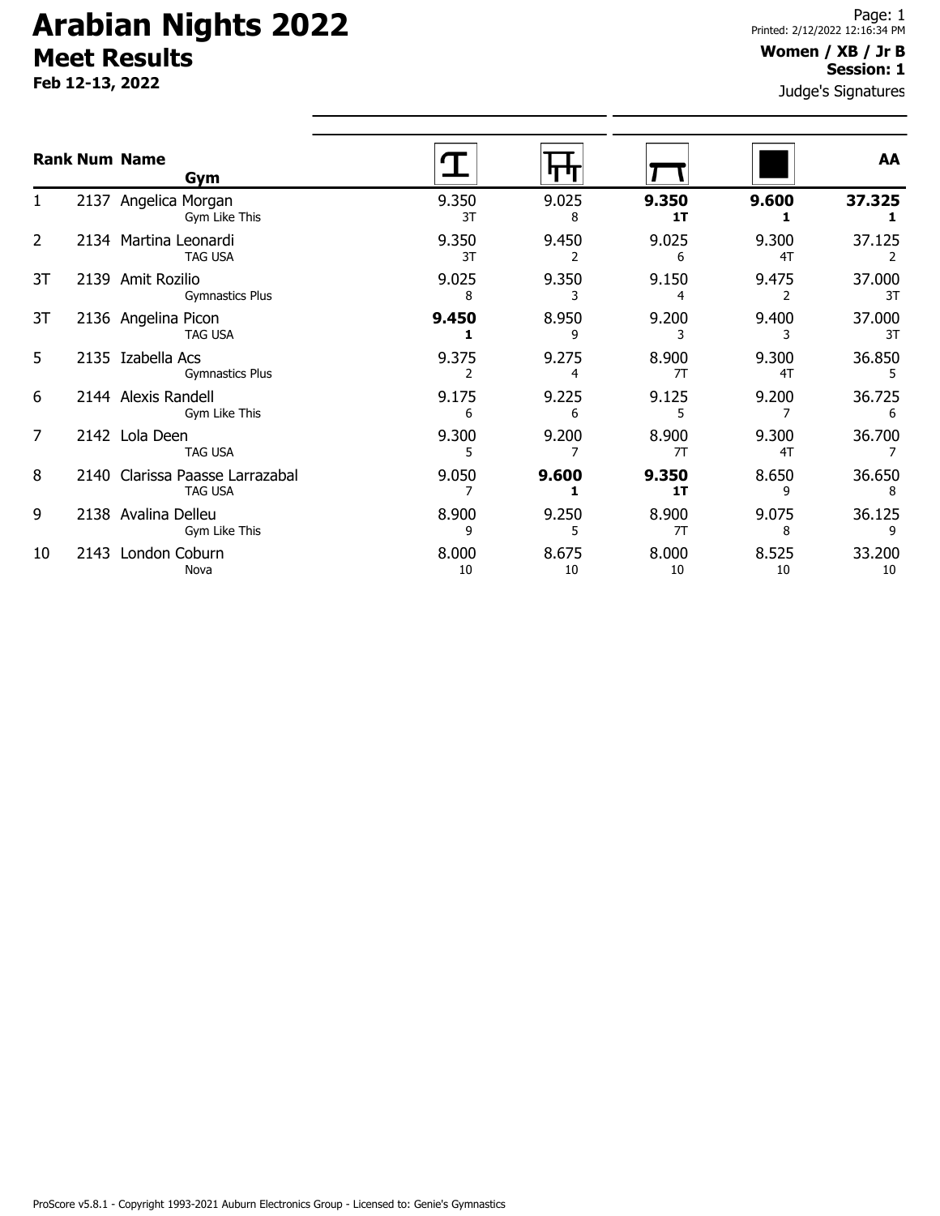# Arabian Nights 2022

## Meet Results

**Feb 12-13, 2022**

**Women / XB / Jr B**
**Session: 1**

Judge's Signatures

| Rank | Num | Name / Gym | Vault | Bars | Beam | Floor | AA |
|---|---|---|---|---|---|---|---|
| 1 | 2137 | Angelica Morgan<br>Gym Like This | 9.350<br>3T | 9.025<br>8 | **9.350**<br>**1T** | **9.600**<br>**1** | **37.325**<br>**1** |
| 2 | 2134 | Martina Leonardi<br>TAG USA | 9.350<br>3T | 9.450<br>2 | 9.025<br>6 | 9.300<br>4T | 37.125<br>2 |
| 3T | 2139 | Amit Rozilio<br>Gymnastics Plus | 9.025<br>8 | 9.350<br>3 | 9.150<br>4 | 9.475<br>2 | 37.000<br>3T |
| 3T | 2136 | Angelina Picon<br>TAG USA | **9.450**<br>**1** | 8.950<br>9 | 9.200<br>3 | 9.400<br>3 | 37.000<br>3T |
| 5 | 2135 | Izabella Acs<br>Gymnastics Plus | 9.375<br>2 | 9.275<br>4 | 8.900<br>7T | 9.300<br>4T | 36.850<br>5 |
| 6 | 2144 | Alexis Randell<br>Gym Like This | 9.175<br>6 | 9.225<br>6 | 9.125<br>5 | 9.200<br>7 | 36.725<br>6 |
| 7 | 2142 | Lola Deen<br>TAG USA | 9.300<br>5 | 9.200<br>7 | 8.900<br>7T | 9.300<br>4T | 36.700<br>7 |
| 8 | 2140 | Clarissa Paasse Larrazabal<br>TAG USA | 9.050<br>7 | **9.600**<br>**1** | **9.350**<br>**1T** | 8.650<br>9 | 36.650<br>8 |
| 9 | 2138 | Avalina Delleu<br>Gym Like This | 8.900<br>9 | 9.250<br>5 | 8.900<br>7T | 9.075<br>8 | 36.125<br>9 |
| 10 | 2143 | London Coburn<br>Nova | 8.000<br>10 | 8.675<br>10 | 8.000<br>10 | 8.525<br>10 | 33.200<br>10 |

ProScore v5.8.1 - Copyright 1993-2021 Auburn Electronics Group - Licensed to: Genie's Gymnastics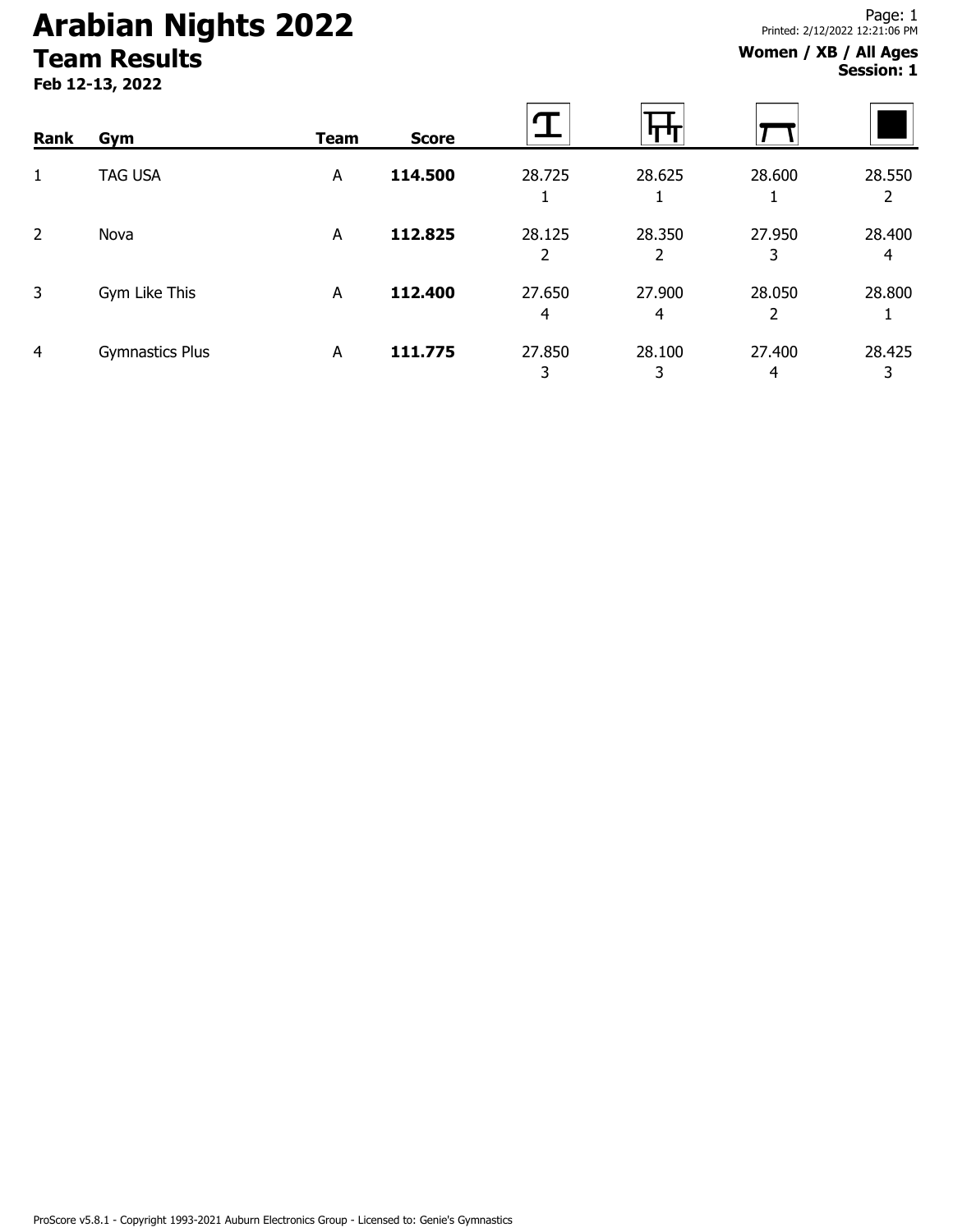# Arabian Nights 2022

## Team Results

**Feb 12-13, 2022**

Page: 1
Printed: 2/12/2022 12:21:06 PM

**Women / XB / All Ages**
**Session: 1**

| Rank | Gym | Team | Score | Vault | Bars | Beam | Floor |
|---|---|---|---|---|---|---|---|
| 1 | TAG USA | A | **114.500** | 28.725<br>1 | 28.625<br>1 | 28.600<br>1 | 28.550<br>2 |
| 2 | Nova | A | **112.825** | 28.125<br>2 | 28.350<br>2 | 27.950<br>3 | 28.400<br>4 |
| 3 | Gym Like This | A | **112.400** | 27.650<br>4 | 27.900<br>4 | 28.050<br>2 | 28.800<br>1 |
| 4 | Gymnastics Plus | A | **111.775** | 27.850<br>3 | 28.100<br>3 | 27.400<br>4 | 28.425<br>3 |

ProScore v5.8.1 - Copyright 1993-2021 Auburn Electronics Group - Licensed to: Genie's Gymnastics